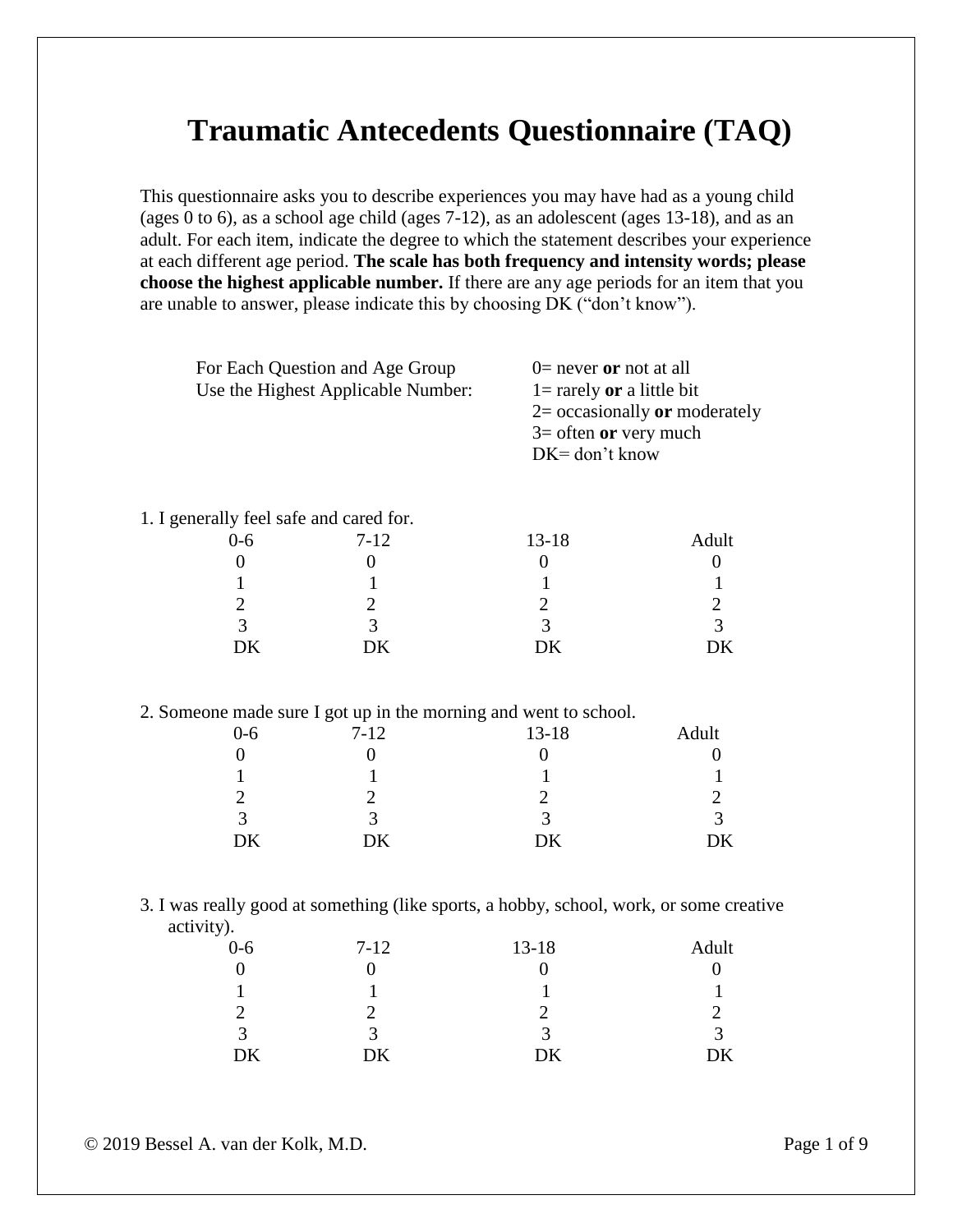# Traumatic Antecedents Questionnaire (TAQ)

This questionnaire asks you to describe experiences you may have had as a young child (ages 0 to 6), as a school age child (ages 7-12), as an adolescent (ages 13-18), and as an adult. For each item, indicate the degree to which the statement describes your experience at each different age period. **The scale has both frequency and intensity words; please choose the highest applicable number.** If there are any age periods for an item that you are unable to answer, please indicate this by choosing DK ("don't know").

For Each Question and Age Group Use the Highest Applicable Number:

0= never **or** not at all
1= rarely **or** a little bit
2= occasionally **or** moderately
3= often **or** very much
DK= don't know

1. I generally feel safe and cared for.

| 0-6 | 7-12 | 13-18 | Adult |
|---|---|---|---|
| 0 | 0 | 0 | 0 |
| 1 | 1 | 1 | 1 |
| 2 | 2 | 2 | 2 |
| 3 | 3 | 3 | 3 |
| DK | DK | DK | DK |

2. Someone made sure I got up in the morning and went to school.

| 0-6 | 7-12 | 13-18 | Adult |
|---|---|---|---|
| 0 | 0 | 0 | 0 |
| 1 | 1 | 1 | 1 |
| 2 | 2 | 2 | 2 |
| 3 | 3 | 3 | 3 |
| DK | DK | DK | DK |

3. I was really good at something (like sports, a hobby, school, work, or some creative activity).

| 0-6 | 7-12 | 13-18 | Adult |
|---|---|---|---|
| 0 | 0 | 0 | 0 |
| 1 | 1 | 1 | 1 |
| 2 | 2 | 2 | 2 |
| 3 | 3 | 3 | 3 |
| DK | DK | DK | DK |

© 2019 Bessel A. van der Kolk, M.D.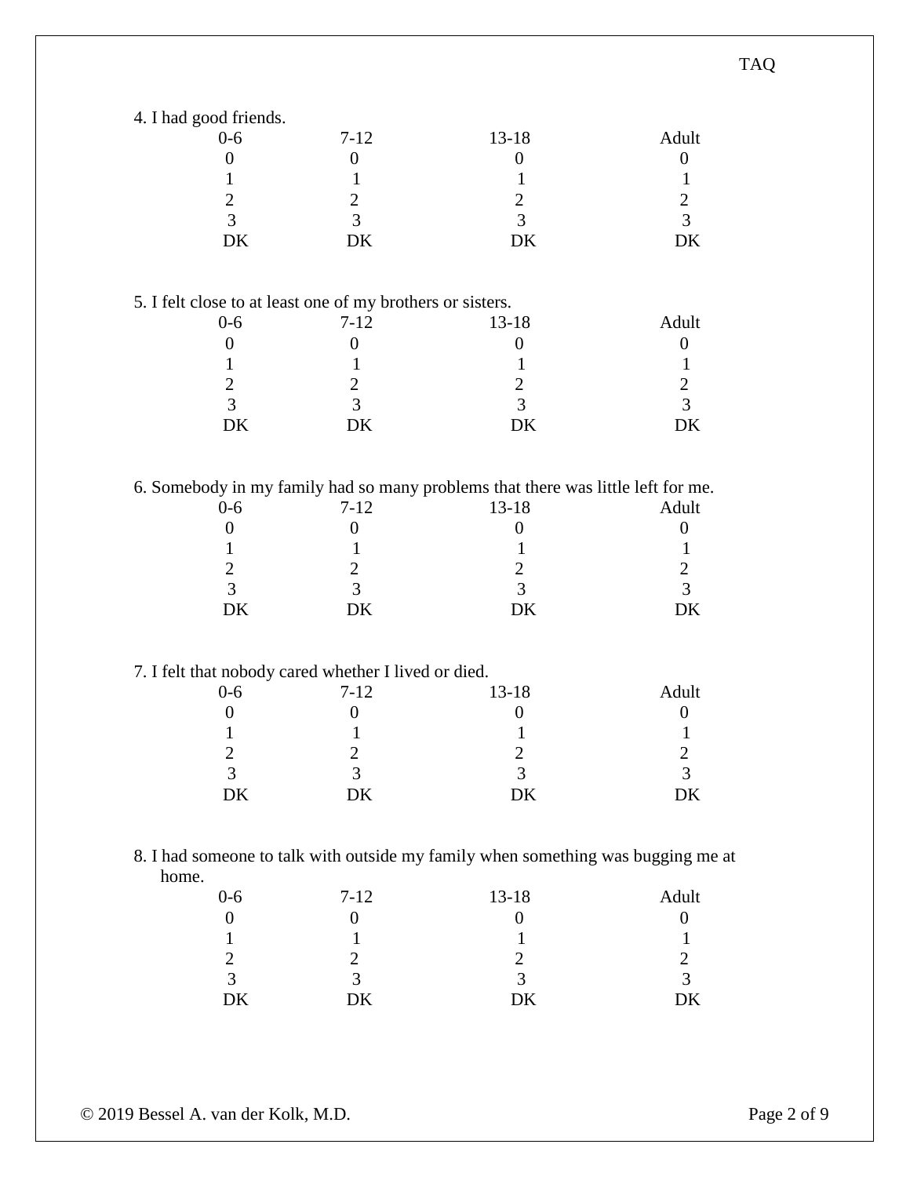4. I had good friends.

| 0-6 | 7-12 | 13-18 | Adult |
|---|---|---|---|
| 0 | 0 | 0 | 0 |
| 1 | 1 | 1 | 1 |
| 2 | 2 | 2 | 2 |
| 3 | 3 | 3 | 3 |
| DK | DK | DK | DK |

5. I felt close to at least one of my brothers or sisters.

| 0-6 | 7-12 | 13-18 | Adult |
|---|---|---|---|
| 0 | 0 | 0 | 0 |
| 1 | 1 | 1 | 1 |
| 2 | 2 | 2 | 2 |
| 3 | 3 | 3 | 3 |
| DK | DK | DK | DK |

6. Somebody in my family had so many problems that there was little left for me.

| 0-6 | 7-12 | 13-18 | Adult |
|---|---|---|---|
| 0 | 0 | 0 | 0 |
| 1 | 1 | 1 | 1 |
| 2 | 2 | 2 | 2 |
| 3 | 3 | 3 | 3 |
| DK | DK | DK | DK |

7. I felt that nobody cared whether I lived or died.

| 0-6 | 7-12 | 13-18 | Adult |
|---|---|---|---|
| 0 | 0 | 0 | 0 |
| 1 | 1 | 1 | 1 |
| 2 | 2 | 2 | 2 |
| 3 | 3 | 3 | 3 |
| DK | DK | DK | DK |

8. I had someone to talk with outside my family when something was bugging me at home.

| 0-6 | 7-12 | 13-18 | Adult |
|---|---|---|---|
| 0 | 0 | 0 | 0 |
| 1 | 1 | 1 | 1 |
| 2 | 2 | 2 | 2 |
| 3 | 3 | 3 | 3 |
| DK | DK | DK | DK |

© 2019 Bessel A. van der Kolk, M.D.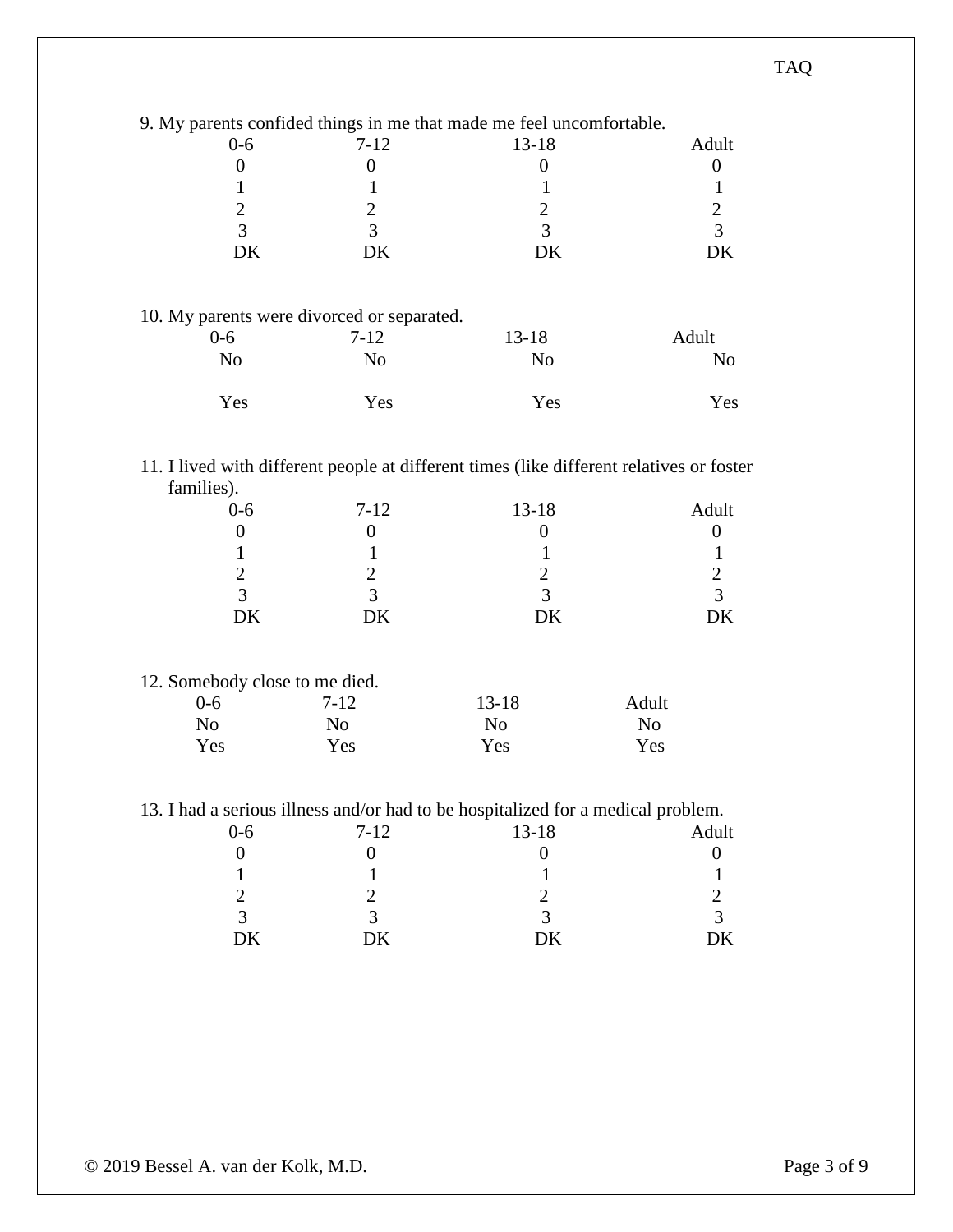9. My parents confided things in me that made me feel uncomfortable.

| 0-6 | 7-12 | 13-18 | Adult |
|---|---|---|---|
| 0 | 0 | 0 | 0 |
| 1 | 1 | 1 | 1 |
| 2 | 2 | 2 | 2 |
| 3 | 3 | 3 | 3 |
| DK | DK | DK | DK |

10. My parents were divorced or separated.

| 0-6 | 7-12 | 13-18 | Adult |
|---|---|---|---|
| No | No | No | No |
| Yes | Yes | Yes | Yes |

11. I lived with different people at different times (like different relatives or foster families).

| 0-6 | 7-12 | 13-18 | Adult |
|---|---|---|---|
| 0 | 0 | 0 | 0 |
| 1 | 1 | 1 | 1 |
| 2 | 2 | 2 | 2 |
| 3 | 3 | 3 | 3 |
| DK | DK | DK | DK |

12. Somebody close to me died.

| 0-6 | 7-12 | 13-18 | Adult |
|---|---|---|---|
| No | No | No | No |
| Yes | Yes | Yes | Yes |

13. I had a serious illness and/or had to be hospitalized for a medical problem.

| 0-6 | 7-12 | 13-18 | Adult |
|---|---|---|---|
| 0 | 0 | 0 | 0 |
| 1 | 1 | 1 | 1 |
| 2 | 2 | 2 | 2 |
| 3 | 3 | 3 | 3 |
| DK | DK | DK | DK |

© 2019 Bessel A. van der Kolk, M.D.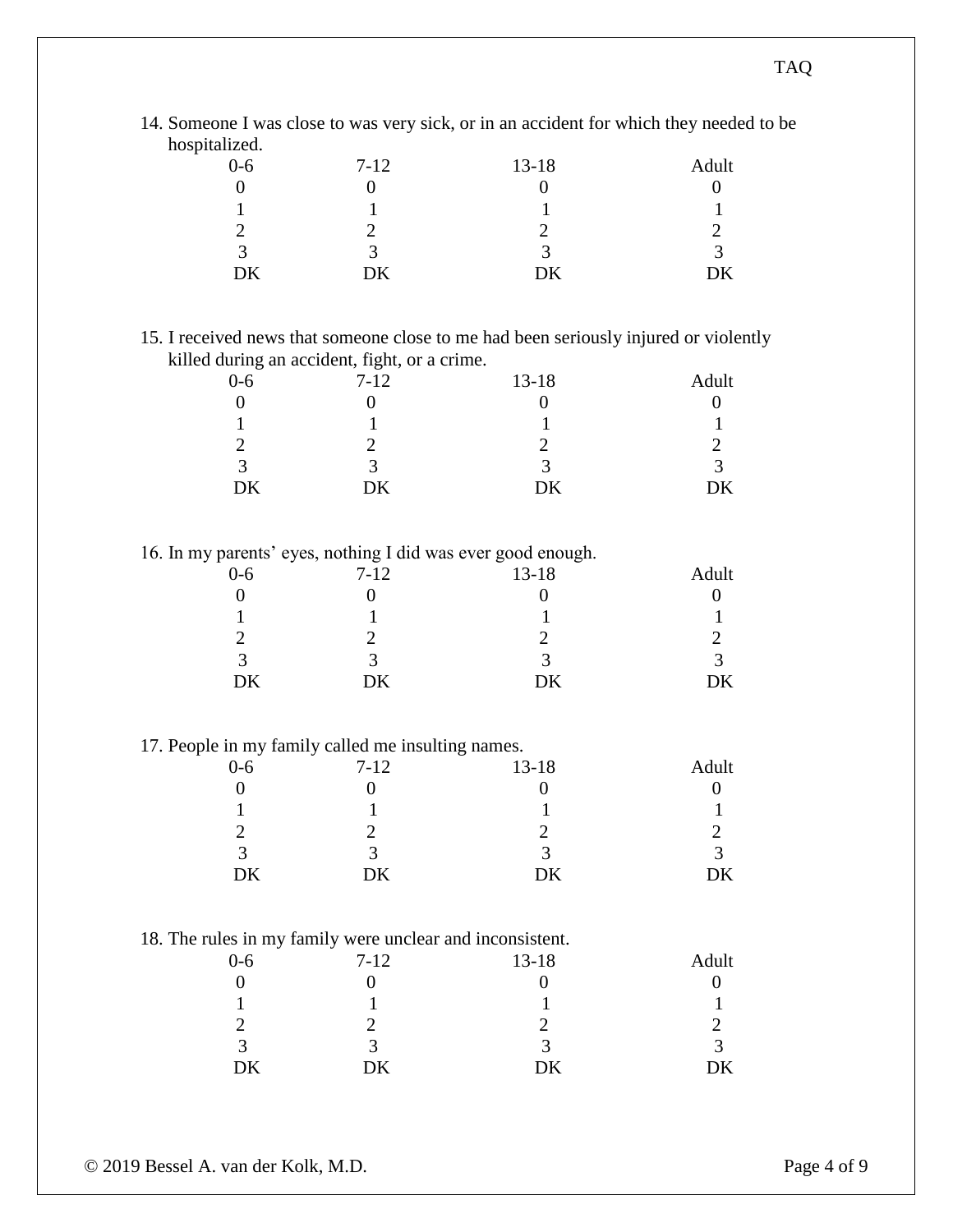14. Someone I was close to was very sick, or in an accident for which they needed to be hospitalized.

| 0-6 | 7-12 | 13-18 | Adult |
|---|---|---|---|
| 0 | 0 | 0 | 0 |
| 1 | 1 | 1 | 1 |
| 2 | 2 | 2 | 2 |
| 3 | 3 | 3 | 3 |
| DK | DK | DK | DK |

15. I received news that someone close to me had been seriously injured or violently killed during an accident, fight, or a crime.

| 0-6 | 7-12 | 13-18 | Adult |
|---|---|---|---|
| 0 | 0 | 0 | 0 |
| 1 | 1 | 1 | 1 |
| 2 | 2 | 2 | 2 |
| 3 | 3 | 3 | 3 |
| DK | DK | DK | DK |

16. In my parents' eyes, nothing I did was ever good enough.

| 0-6 | 7-12 | 13-18 | Adult |
|---|---|---|---|
| 0 | 0 | 0 | 0 |
| 1 | 1 | 1 | 1 |
| 2 | 2 | 2 | 2 |
| 3 | 3 | 3 | 3 |
| DK | DK | DK | DK |

17. People in my family called me insulting names.

| 0-6 | 7-12 | 13-18 | Adult |
|---|---|---|---|
| 0 | 0 | 0 | 0 |
| 1 | 1 | 1 | 1 |
| 2 | 2 | 2 | 2 |
| 3 | 3 | 3 | 3 |
| DK | DK | DK | DK |

18. The rules in my family were unclear and inconsistent.

| 0-6 | 7-12 | 13-18 | Adult |
|---|---|---|---|
| 0 | 0 | 0 | 0 |
| 1 | 1 | 1 | 1 |
| 2 | 2 | 2 | 2 |
| 3 | 3 | 3 | 3 |
| DK | DK | DK | DK |

© 2019 Bessel A. van der Kolk, M.D.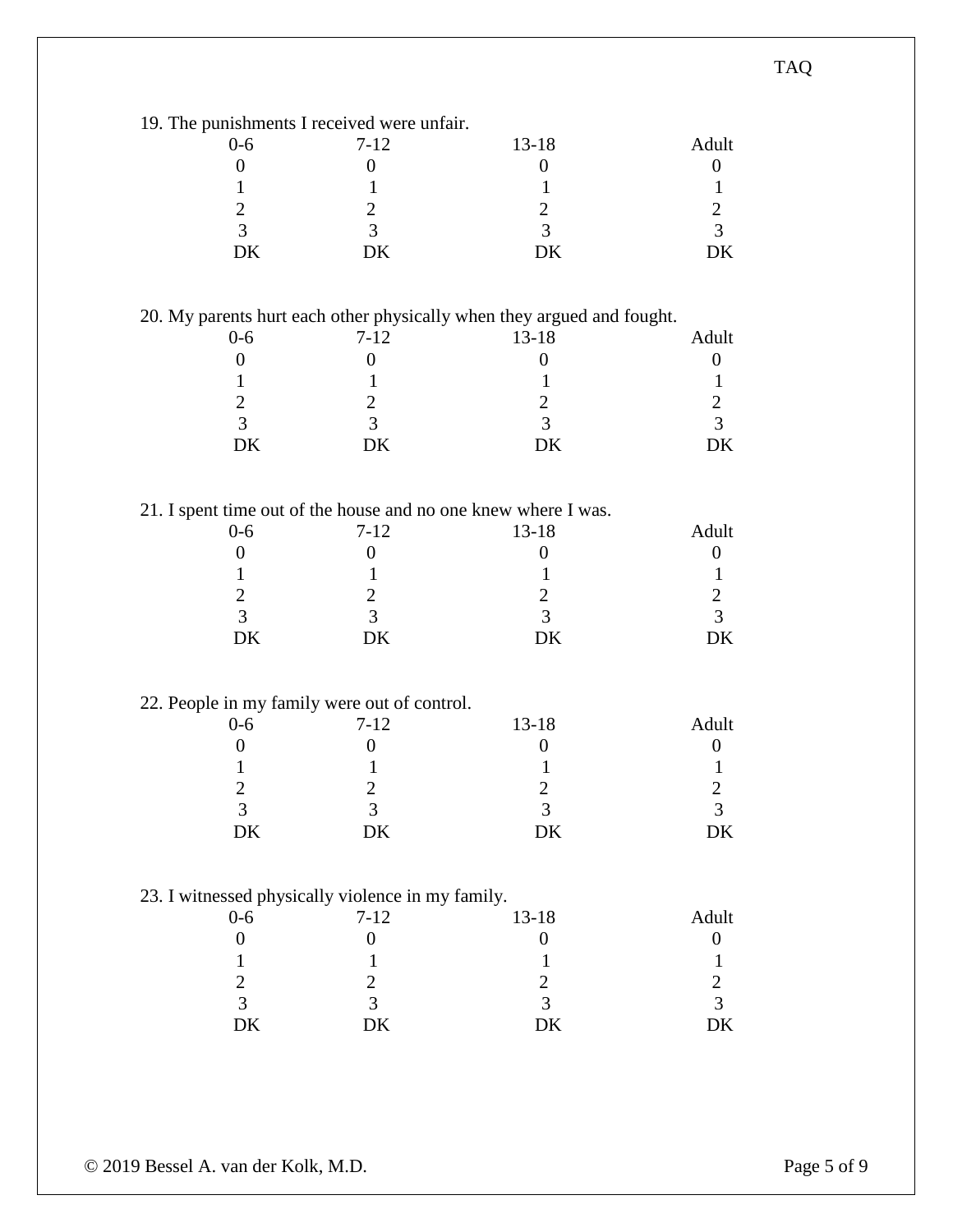19. The punishments I received were unfair.

| 0-6 | 7-12 | 13-18 | Adult |
|---|---|---|---|
| 0 | 0 | 0 | 0 |
| 1 | 1 | 1 | 1 |
| 2 | 2 | 2 | 2 |
| 3 | 3 | 3 | 3 |
| DK | DK | DK | DK |

20. My parents hurt each other physically when they argued and fought.

| 0-6 | 7-12 | 13-18 | Adult |
|---|---|---|---|
| 0 | 0 | 0 | 0 |
| 1 | 1 | 1 | 1 |
| 2 | 2 | 2 | 2 |
| 3 | 3 | 3 | 3 |
| DK | DK | DK | DK |

21. I spent time out of the house and no one knew where I was.

| 0-6 | 7-12 | 13-18 | Adult |
|---|---|---|---|
| 0 | 0 | 0 | 0 |
| 1 | 1 | 1 | 1 |
| 2 | 2 | 2 | 2 |
| 3 | 3 | 3 | 3 |
| DK | DK | DK | DK |

22. People in my family were out of control.

| 0-6 | 7-12 | 13-18 | Adult |
|---|---|---|---|
| 0 | 0 | 0 | 0 |
| 1 | 1 | 1 | 1 |
| 2 | 2 | 2 | 2 |
| 3 | 3 | 3 | 3 |
| DK | DK | DK | DK |

23. I witnessed physically violence in my family.

| 0-6 | 7-12 | 13-18 | Adult |
|---|---|---|---|
| 0 | 0 | 0 | 0 |
| 1 | 1 | 1 | 1 |
| 2 | 2 | 2 | 2 |
| 3 | 3 | 3 | 3 |
| DK | DK | DK | DK |

© 2019 Bessel A. van der Kolk, M.D.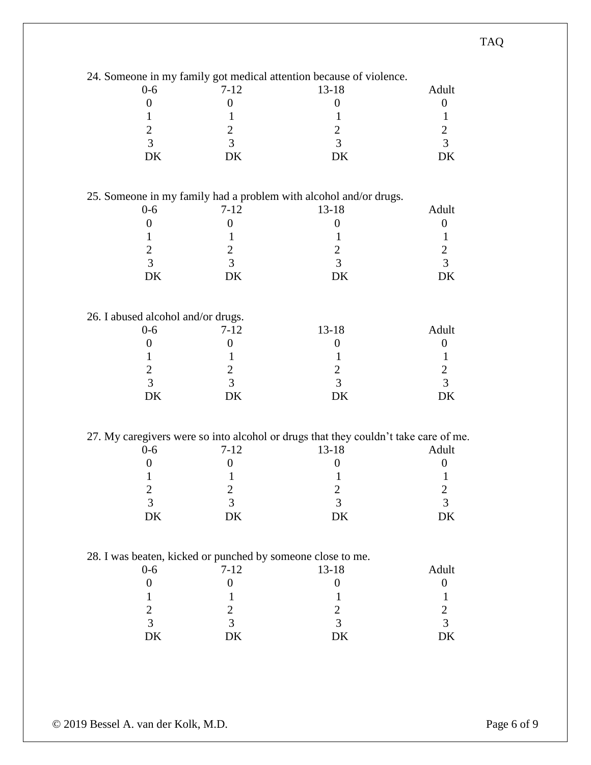24. Someone in my family got medical attention because of violence.

| 0-6 | 7-12 | 13-18 | Adult |
|---|---|---|---|
| 0 | 0 | 0 | 0 |
| 1 | 1 | 1 | 1 |
| 2 | 2 | 2 | 2 |
| 3 | 3 | 3 | 3 |
| DK | DK | DK | DK |

25. Someone in my family had a problem with alcohol and/or drugs.

| 0-6 | 7-12 | 13-18 | Adult |
|---|---|---|---|
| 0 | 0 | 0 | 0 |
| 1 | 1 | 1 | 1 |
| 2 | 2 | 2 | 2 |
| 3 | 3 | 3 | 3 |
| DK | DK | DK | DK |

26. I abused alcohol and/or drugs.

| 0-6 | 7-12 | 13-18 | Adult |
|---|---|---|---|
| 0 | 0 | 0 | 0 |
| 1 | 1 | 1 | 1 |
| 2 | 2 | 2 | 2 |
| 3 | 3 | 3 | 3 |
| DK | DK | DK | DK |

27. My caregivers were so into alcohol or drugs that they couldn't take care of me.

| 0-6 | 7-12 | 13-18 | Adult |
|---|---|---|---|
| 0 | 0 | 0 | 0 |
| 1 | 1 | 1 | 1 |
| 2 | 2 | 2 | 2 |
| 3 | 3 | 3 | 3 |
| DK | DK | DK | DK |

28. I was beaten, kicked or punched by someone close to me.

| 0-6 | 7-12 | 13-18 | Adult |
|---|---|---|---|
| 0 | 0 | 0 | 0 |
| 1 | 1 | 1 | 1 |
| 2 | 2 | 2 | 2 |
| 3 | 3 | 3 | 3 |
| DK | DK | DK | DK |

© 2019 Bessel A. van der Kolk, M.D.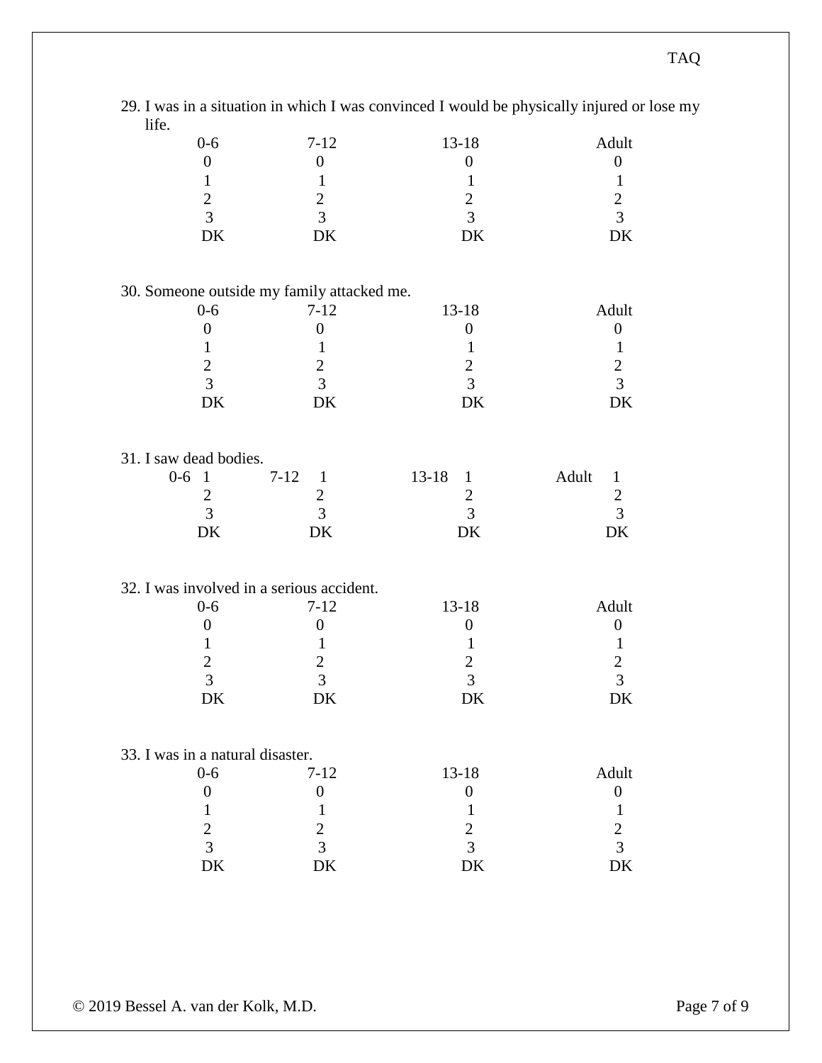29. I was in a situation in which I was convinced I would be physically injured or lose my life.

| 0-6 | 7-12 | 13-18 | Adult |
|---|---|---|---|
| 0 | 0 | 0 | 0 |
| 1 | 1 | 1 | 1 |
| 2 | 2 | 2 | 2 |
| 3 | 3 | 3 | 3 |
| DK | DK | DK | DK |

30. Someone outside my family attacked me.

| 0-6 | 7-12 | 13-18 | Adult |
|---|---|---|---|
| 0 | 0 | 0 | 0 |
| 1 | 1 | 1 | 1 |
| 2 | 2 | 2 | 2 |
| 3 | 3 | 3 | 3 |
| DK | DK | DK | DK |

31. I saw dead bodies.

| 0-6 | 7-12 | 13-18 | Adult |
|---|---|---|---|
| 1 | 1 | 1 | 1 |
| 2 | 2 | 2 | 2 |
| 3 | 3 | 3 | 3 |
| DK | DK | DK | DK |

32. I was involved in a serious accident.

| 0-6 | 7-12 | 13-18 | Adult |
|---|---|---|---|
| 0 | 0 | 0 | 0 |
| 1 | 1 | 1 | 1 |
| 2 | 2 | 2 | 2 |
| 3 | 3 | 3 | 3 |
| DK | DK | DK | DK |

33. I was in a natural disaster.

| 0-6 | 7-12 | 13-18 | Adult |
|---|---|---|---|
| 0 | 0 | 0 | 0 |
| 1 | 1 | 1 | 1 |
| 2 | 2 | 2 | 2 |
| 3 | 3 | 3 | 3 |
| DK | DK | DK | DK |

© 2019 Bessel A. van der Kolk, M.D.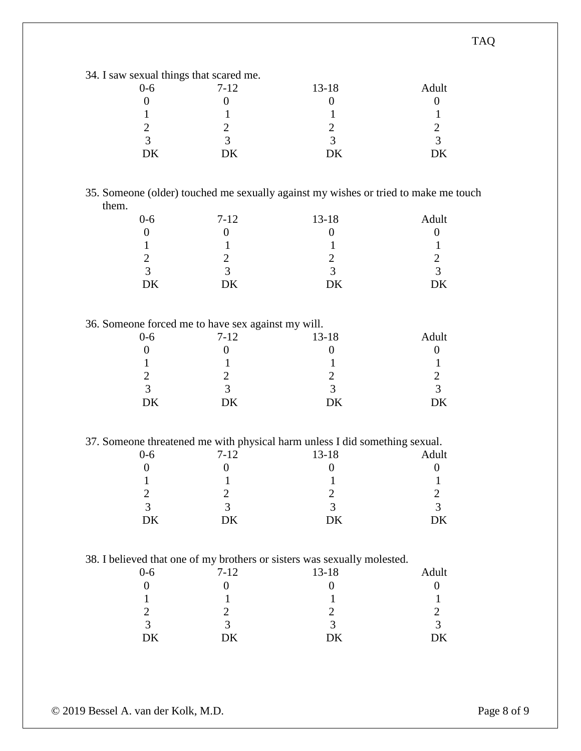34. I saw sexual things that scared me.

| 0-6 | 7-12 | 13-18 | Adult |
|---|---|---|---|
| 0 | 0 | 0 | 0 |
| 1 | 1 | 1 | 1 |
| 2 | 2 | 2 | 2 |
| 3 | 3 | 3 | 3 |
| DK | DK | DK | DK |

35. Someone (older) touched me sexually against my wishes or tried to make me touch them.

| 0-6 | 7-12 | 13-18 | Adult |
|---|---|---|---|
| 0 | 0 | 0 | 0 |
| 1 | 1 | 1 | 1 |
| 2 | 2 | 2 | 2 |
| 3 | 3 | 3 | 3 |
| DK | DK | DK | DK |

36. Someone forced me to have sex against my will.

| 0-6 | 7-12 | 13-18 | Adult |
|---|---|---|---|
| 0 | 0 | 0 | 0 |
| 1 | 1 | 1 | 1 |
| 2 | 2 | 2 | 2 |
| 3 | 3 | 3 | 3 |
| DK | DK | DK | DK |

37. Someone threatened me with physical harm unless I did something sexual.

| 0-6 | 7-12 | 13-18 | Adult |
|---|---|---|---|
| 0 | 0 | 0 | 0 |
| 1 | 1 | 1 | 1 |
| 2 | 2 | 2 | 2 |
| 3 | 3 | 3 | 3 |
| DK | DK | DK | DK |

38. I believed that one of my brothers or sisters was sexually molested.

| 0-6 | 7-12 | 13-18 | Adult |
|---|---|---|---|
| 0 | 0 | 0 | 0 |
| 1 | 1 | 1 | 1 |
| 2 | 2 | 2 | 2 |
| 3 | 3 | 3 | 3 |
| DK | DK | DK | DK |

© 2019 Bessel A. van der Kolk, M.D.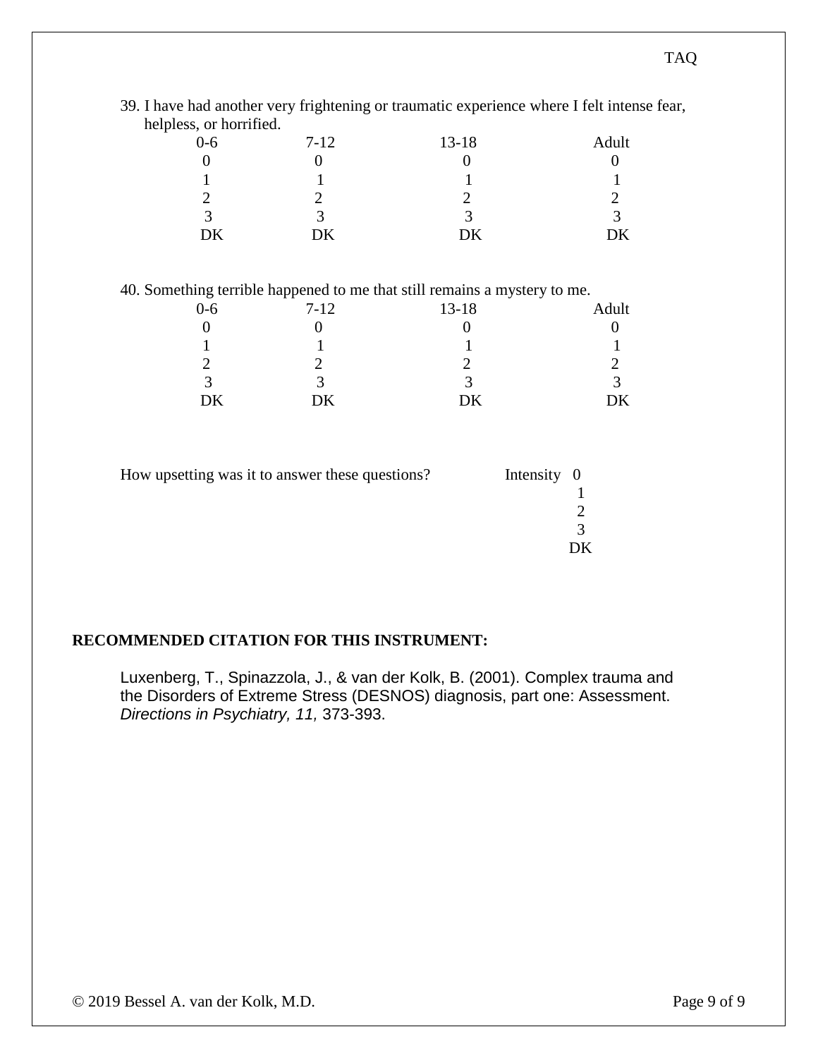39. I have had another very frightening or traumatic experience where I felt intense fear, helpless, or horrified.

| 0-6 | 7-12 | 13-18 | Adult |
|---|---|---|---|
| 0 | 0 | 0 | 0 |
| 1 | 1 | 1 | 1 |
| 2 | 2 | 2 | 2 |
| 3 | 3 | 3 | 3 |
| DK | DK | DK | DK |

40. Something terrible happened to me that still remains a mystery to me.

| 0-6 | 7-12 | 13-18 | Adult |
|---|---|---|---|
| 0 | 0 | 0 | 0 |
| 1 | 1 | 1 | 1 |
| 2 | 2 | 2 | 2 |
| 3 | 3 | 3 | 3 |
| DK | DK | DK | DK |

How upsetting was it to answer these questions?

Intensity
0
1
2
3
DK

**RECOMMENDED CITATION FOR THIS INSTRUMENT:**

Luxenberg, T., Spinazzola, J., & van der Kolk, B. (2001). Complex trauma and the Disorders of Extreme Stress (DESNOS) diagnosis, part one: Assessment. *Directions in Psychiatry, 11,* 373-393.

© 2019 Bessel A. van der Kolk, M.D.